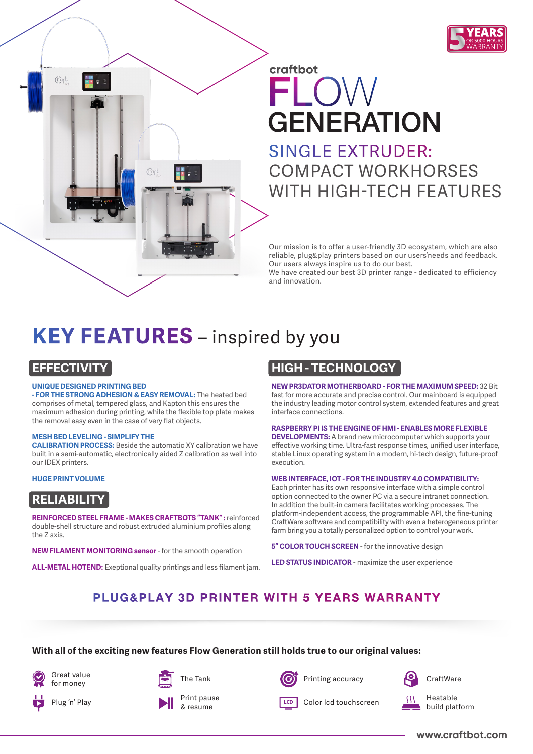5 YEARS OR 5000 HOURS WARRANTY

# craftbot FLOW GENERATION

## SINGLE EXTRUDER: COMPACT WORKHORSES WITH HIGH-TECH FEATURES

Our mission is to offer a user-friendly 3D ecosystem, which are also reliable, plug&play printers based on our users'needs and feedback. Our users always inspire us to do our best.
We have created our best 3D printer range - dedicated to efficiency and innovation.

# KEY FEATURES – inspired by you

## EFFECTIVITY

**UNIQUE DESIGNED PRINTING BED - FOR THE STRONG ADHESION & EASY REMOVAL:** The heated bed comprises of metal, tempered glass, and Kapton this ensures the maximum adhesion during printing, while the flexible top plate makes the removal easy even in the case of very flat objects.

**MESH BED LEVELING - SIMPLIFY THE CALIBRATION PROCESS:** Beside the automatic XY calibration we have built in a semi-automatic, electronically aided Z calibration as well into our IDEX printers.

**HUGE PRINT VOLUME**

## RELIABILITY

**REINFORCED STEEL FRAME - MAKES CRAFTBOTS "TANK":** reinforced double-shell structure and robust extruded aluminium profiles along the Z axis.

**NEW FILAMENT MONITORING sensor** - for the smooth operation

**ALL-METAL HOTEND:** Exeptional quality printings and less filament jam.

## HIGH - TECHNOLOGY

**NEW PR3DATOR MOTHERBOARD - FOR THE MAXIMUM SPEED:** 32 Bit fast for more accurate and precise control. Our mainboard is equipped the industry leading motor control system, extended features and great interface connections.

**RASPBERRY PI IS THE ENGINE OF HMI - ENABLES MORE FLEXIBLE DEVELOPMENTS:** A brand new microcomputer which supports your effective working time. Ultra-fast response times, unified user interface, stable Linux operating system in a modern, hi-tech design, future-proof execution.

**WEB INTERFACE, IOT - FOR THE INDUSTRY 4.0 COMPATIBILITY:** Each printer has its own responsive interface with a simple control option connected to the owner PC via a secure intranet connection. In addition the built-in camera facilitates working processes. The platform-independent access, the programmable API, the fine-tuning CraftWare software and compatibility with even a heterogeneous printer farm bring you a totally personalized option to control your work.

**5" COLOR TOUCH SCREEN** - for the innovative design

**LED STATUS INDICATOR** - maximize the user experience

## PLUG&PLAY 3D PRINTER WITH 5 YEARS WARRANTY

**With all of the exciting new features Flow Generation still holds true to our original values:**

- Great value for money
- Plug 'n' Play
- The Tank
- Print pause & resume
- Printing accuracy
- Color lcd touchscreen
- CraftWare
- Heatable build platform

www.craftbot.com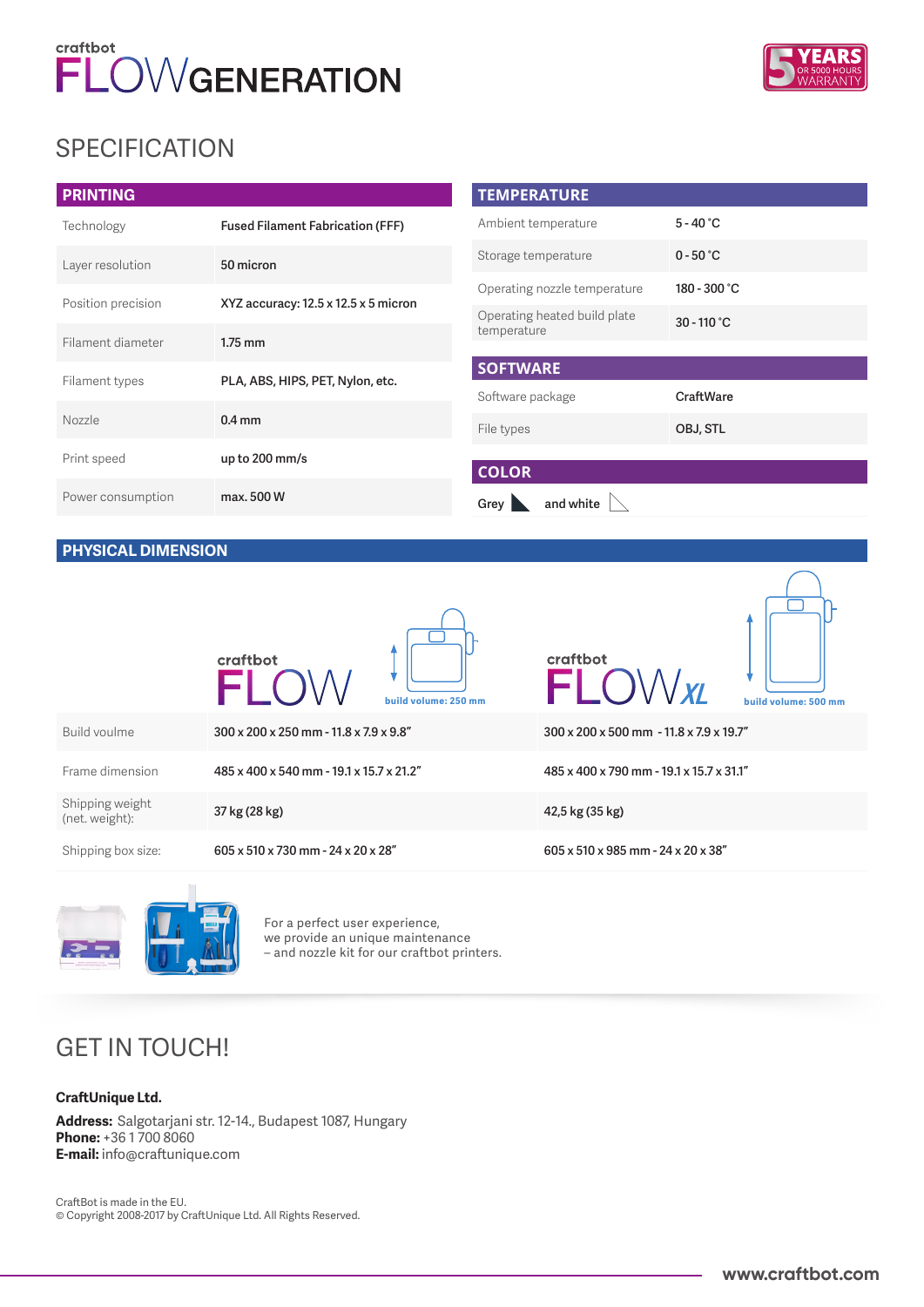craftbot
# FLOW GENERATION

5 YEARS OR 5000 HOURS WARRANTY

## SPECIFICATION

### PRINTING

| | |
|---|---|
| Technology | Fused Filament Fabrication (FFF) |
| Layer resolution | 50 micron |
| Position precision | XYZ accuracy: 12.5 x 12.5 x 5 micron |
| Filament diameter | 1.75 mm |
| Filament types | PLA, ABS, HIPS, PET, Nylon, etc. |
| Nozzle | 0.4 mm |
| Print speed | up to 200 mm/s |
| Power consumption | max. 500 W |

### TEMPERATURE

| | |
|---|---|
| Ambient temperature | 5 - 40 °C |
| Storage temperature | 0 - 50 °C |
| Operating nozzle temperature | 180 - 300 °C |
| Operating heated build plate temperature | 30 - 110 °C |

### SOFTWARE

| | |
|---|---|
| Software package | CraftWare |
| File types | OBJ, STL |

### COLOR

Grey and white

### PHYSICAL DIMENSION

| | craftbot FLOW (build volume: 250 mm) | craftbot FLOW XL (build volume: 500 mm) |
|---|---|---|
| Build voulme | 300 x 200 x 250 mm - 11.8 x 7.9 x 9.8" | 300 x 200 x 500 mm - 11.8 x 7.9 x 19.7" |
| Frame dimension | 485 x 400 x 540 mm - 19.1 x 15.7 x 21.2" | 485 x 400 x 790 mm - 19.1 x 15.7 x 31.1" |
| Shipping weight (net. weight): | 37 kg (28 kg) | 42,5 kg (35 kg) |
| Shipping box size: | 605 x 510 x 730 mm - 24 x 20 x 28" | 605 x 510 x 985 mm - 24 x 20 x 38" |

For a perfect user experience, we provide an unique maintenance – and nozzle kit for our craftbot printers.

## GET IN TOUCH!

**CraftUnique Ltd.**

**Address:** Salgotarjani str. 12-14., Budapest 1087, Hungary
**Phone:** +36 1 700 8060
**E-mail:** info@craftunique.com

CraftBot is made in the EU.
© Copyright 2008-2017 by CraftUnique Ltd. All Rights Reserved.

www.craftbot.com